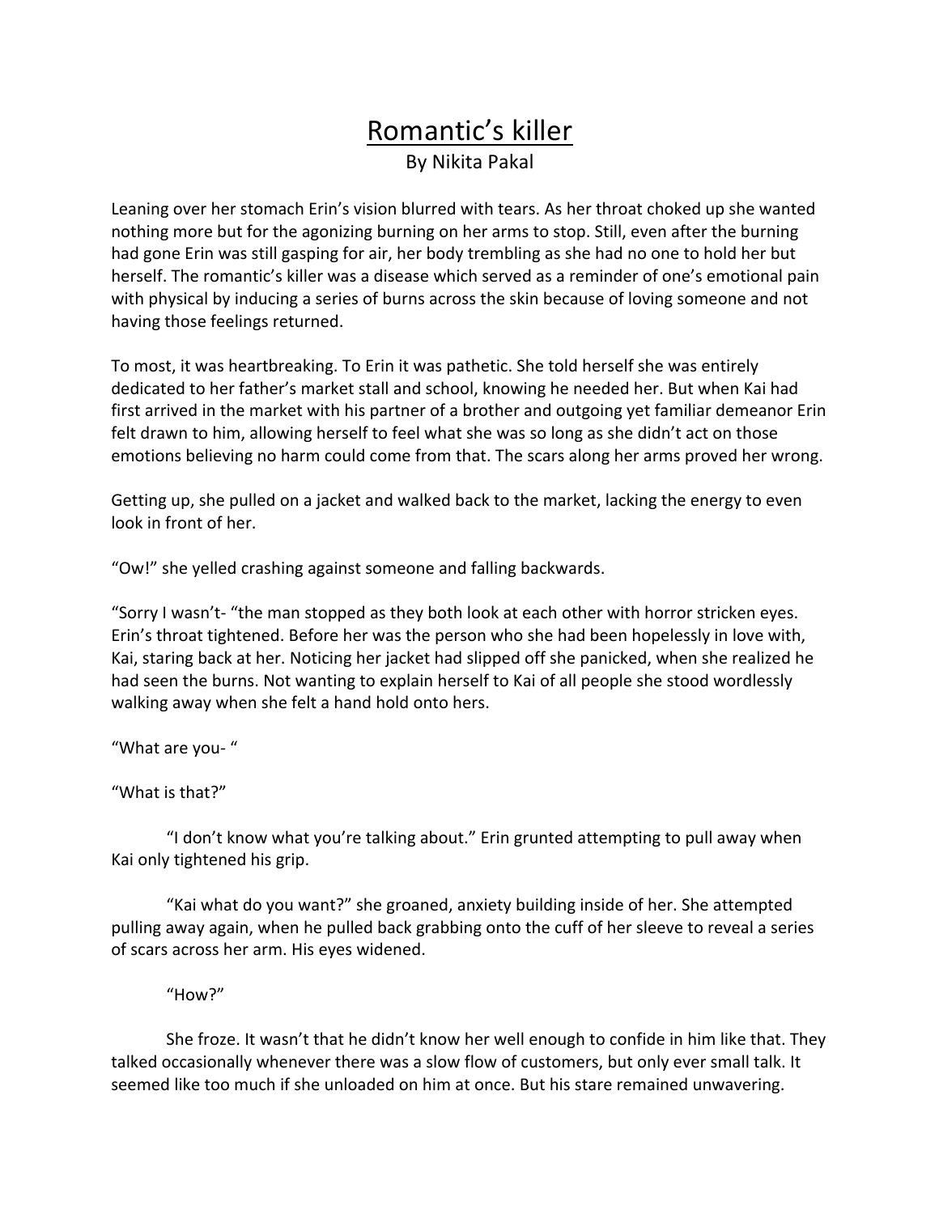# Romantic's killer

By Nikita Pakal

Leaning over her stomach Erin's vision blurred with tears. As her throat choked up she wanted nothing more but for the agonizing burning on her arms to stop. Still, even after the burning had gone Erin was still gasping for air, her body trembling as she had no one to hold her but herself. The romantic's killer was a disease which served as a reminder of one's emotional pain with physical by inducing a series of burns across the skin because of loving someone and not having those feelings returned.

To most, it was heartbreaking. To Erin it was pathetic. She told herself she was entirely dedicated to her father's market stall and school, knowing he needed her. But when Kai had first arrived in the market with his partner of a brother and outgoing yet familiar demeanor Erin felt drawn to him, allowing herself to feel what she was so long as she didn't act on those emotions believing no harm could come from that. The scars along her arms proved her wrong.

Getting up, she pulled on a jacket and walked back to the market, lacking the energy to even look in front of her.

"Ow!" she yelled crashing against someone and falling backwards.

"Sorry I wasn't- "the man stopped as they both look at each other with horror stricken eyes. Erin's throat tightened. Before her was the person who she had been hopelessly in love with, Kai, staring back at her. Noticing her jacket had slipped off she panicked, when she realized he had seen the burns. Not wanting to explain herself to Kai of all people she stood wordlessly walking away when she felt a hand hold onto hers.

"What are you- "

"What is that?"

"I don't know what you're talking about." Erin grunted attempting to pull away when Kai only tightened his grip.

"Kai what do you want?" she groaned, anxiety building inside of her. She attempted pulling away again, when he pulled back grabbing onto the cuff of her sleeve to reveal a series of scars across her arm. His eyes widened.

"How?"

She froze. It wasn't that he didn't know her well enough to confide in him like that. They talked occasionally whenever there was a slow flow of customers, but only ever small talk. It seemed like too much if she unloaded on him at once. But his stare remained unwavering.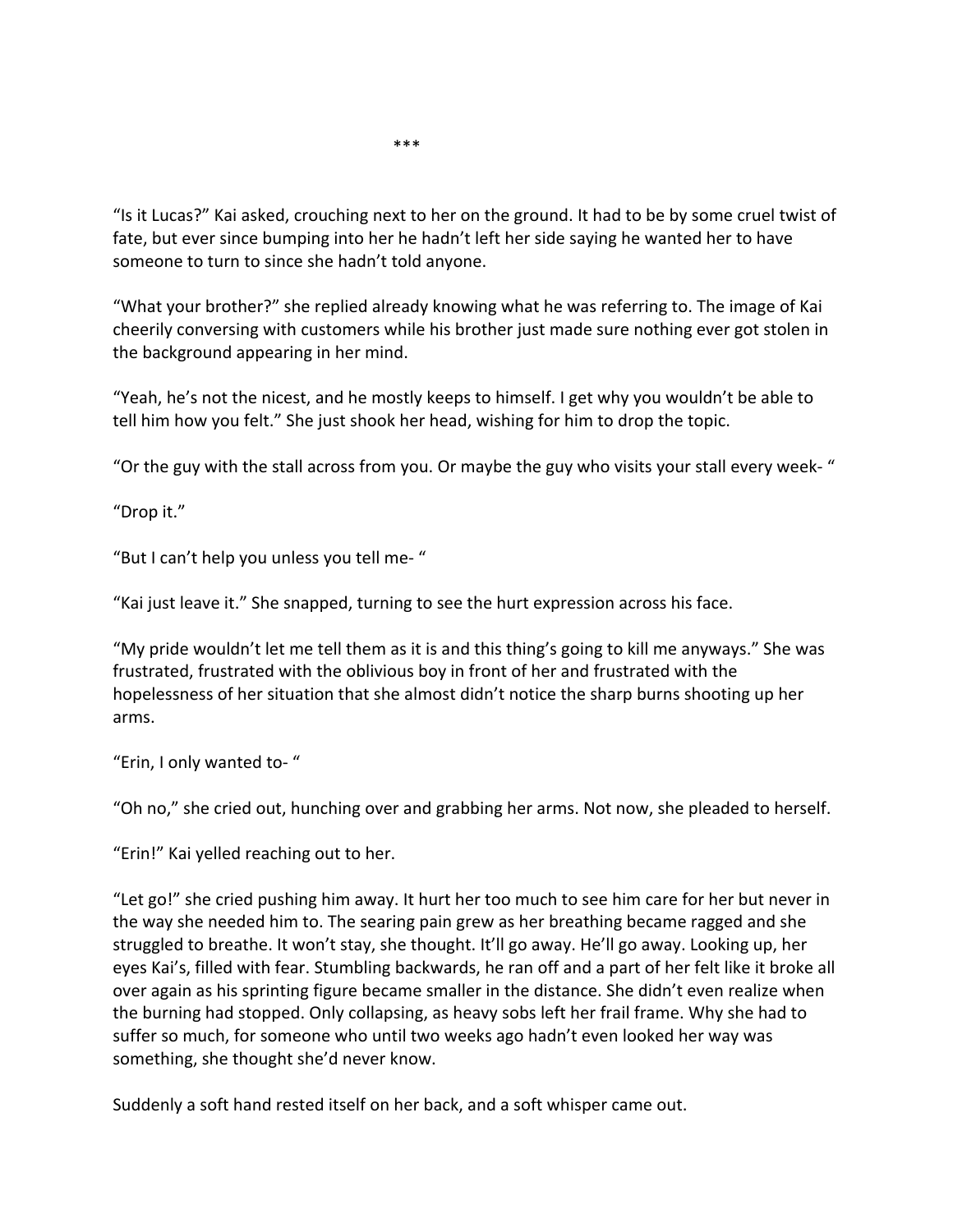***

"Is it Lucas?" Kai asked, crouching next to her on the ground. It had to be by some cruel twist of fate, but ever since bumping into her he hadn't left her side saying he wanted her to have someone to turn to since she hadn't told anyone.

"What your brother?" she replied already knowing what he was referring to. The image of Kai cheerily conversing with customers while his brother just made sure nothing ever got stolen in the background appearing in her mind.

"Yeah, he's not the nicest, and he mostly keeps to himself. I get why you wouldn't be able to tell him how you felt." She just shook her head, wishing for him to drop the topic.

"Or the guy with the stall across from you. Or maybe the guy who visits your stall every week- "

"Drop it."

"But I can't help you unless you tell me- "

"Kai just leave it." She snapped, turning to see the hurt expression across his face.

"My pride wouldn't let me tell them as it is and this thing's going to kill me anyways." She was frustrated, frustrated with the oblivious boy in front of her and frustrated with the hopelessness of her situation that she almost didn't notice the sharp burns shooting up her arms.

"Erin, I only wanted to- "

"Oh no," she cried out, hunching over and grabbing her arms. Not now, she pleaded to herself.

"Erin!" Kai yelled reaching out to her.

"Let go!" she cried pushing him away. It hurt her too much to see him care for her but never in the way she needed him to. The searing pain grew as her breathing became ragged and she struggled to breathe. It won't stay, she thought. It'll go away. He'll go away. Looking up, her eyes Kai's, filled with fear. Stumbling backwards, he ran off and a part of her felt like it broke all over again as his sprinting figure became smaller in the distance. She didn't even realize when the burning had stopped. Only collapsing, as heavy sobs left her frail frame. Why she had to suffer so much, for someone who until two weeks ago hadn't even looked her way was something, she thought she'd never know.

Suddenly a soft hand rested itself on her back, and a soft whisper came out.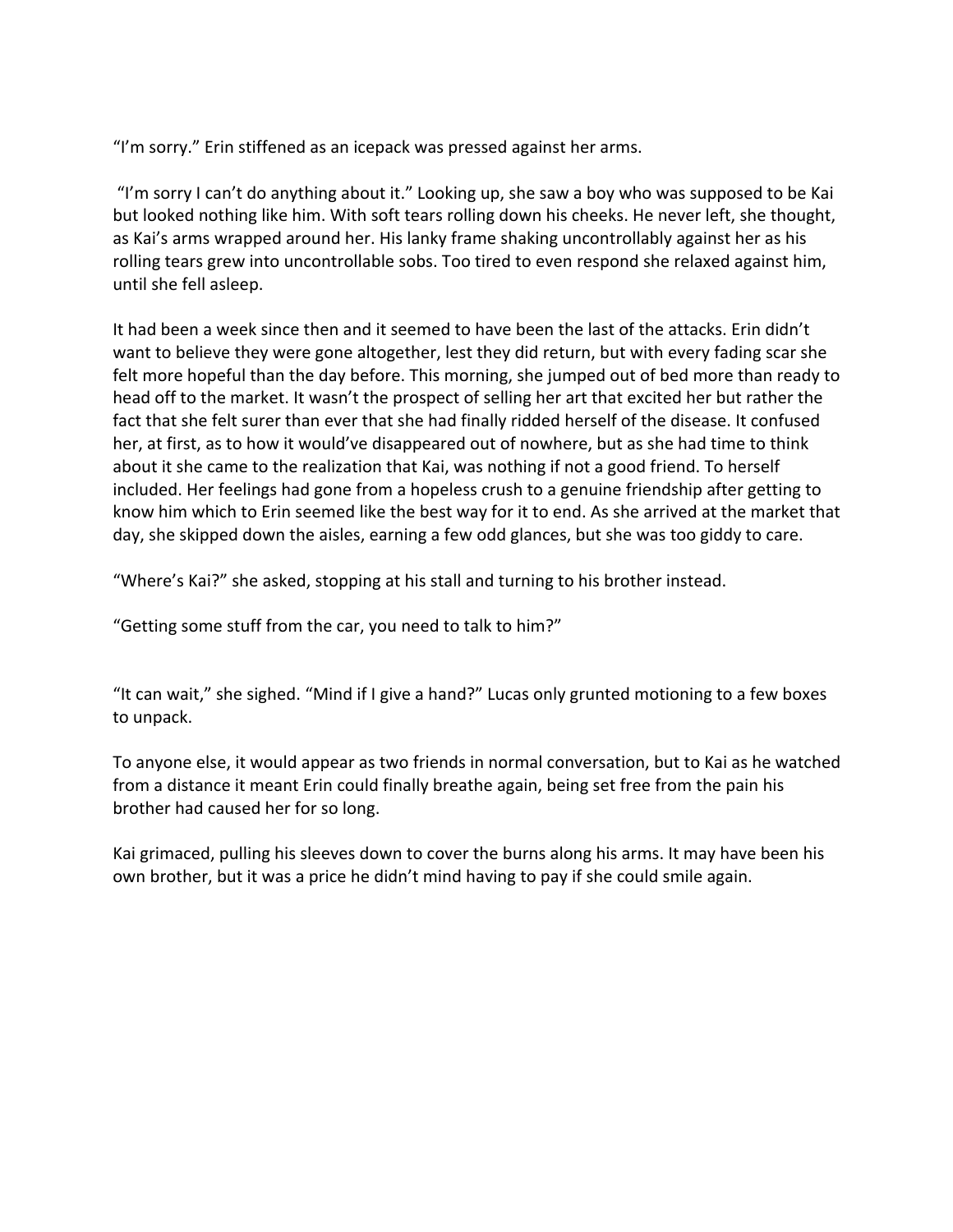"I'm sorry." Erin stiffened as an icepack was pressed against her arms.

"I'm sorry I can't do anything about it." Looking up, she saw a boy who was supposed to be Kai but looked nothing like him. With soft tears rolling down his cheeks. He never left, she thought, as Kai's arms wrapped around her. His lanky frame shaking uncontrollably against her as his rolling tears grew into uncontrollable sobs. Too tired to even respond she relaxed against him, until she fell asleep.

It had been a week since then and it seemed to have been the last of the attacks. Erin didn't want to believe they were gone altogether, lest they did return, but with every fading scar she felt more hopeful than the day before. This morning, she jumped out of bed more than ready to head off to the market. It wasn't the prospect of selling her art that excited her but rather the fact that she felt surer than ever that she had finally ridded herself of the disease. It confused her, at first, as to how it would've disappeared out of nowhere, but as she had time to think about it she came to the realization that Kai, was nothing if not a good friend. To herself included. Her feelings had gone from a hopeless crush to a genuine friendship after getting to know him which to Erin seemed like the best way for it to end. As she arrived at the market that day, she skipped down the aisles, earning a few odd glances, but she was too giddy to care.

"Where's Kai?" she asked, stopping at his stall and turning to his brother instead.

"Getting some stuff from the car, you need to talk to him?"

"It can wait," she sighed. "Mind if I give a hand?" Lucas only grunted motioning to a few boxes to unpack.

To anyone else, it would appear as two friends in normal conversation, but to Kai as he watched from a distance it meant Erin could finally breathe again, being set free from the pain his brother had caused her for so long.

Kai grimaced, pulling his sleeves down to cover the burns along his arms. It may have been his own brother, but it was a price he didn't mind having to pay if she could smile again.